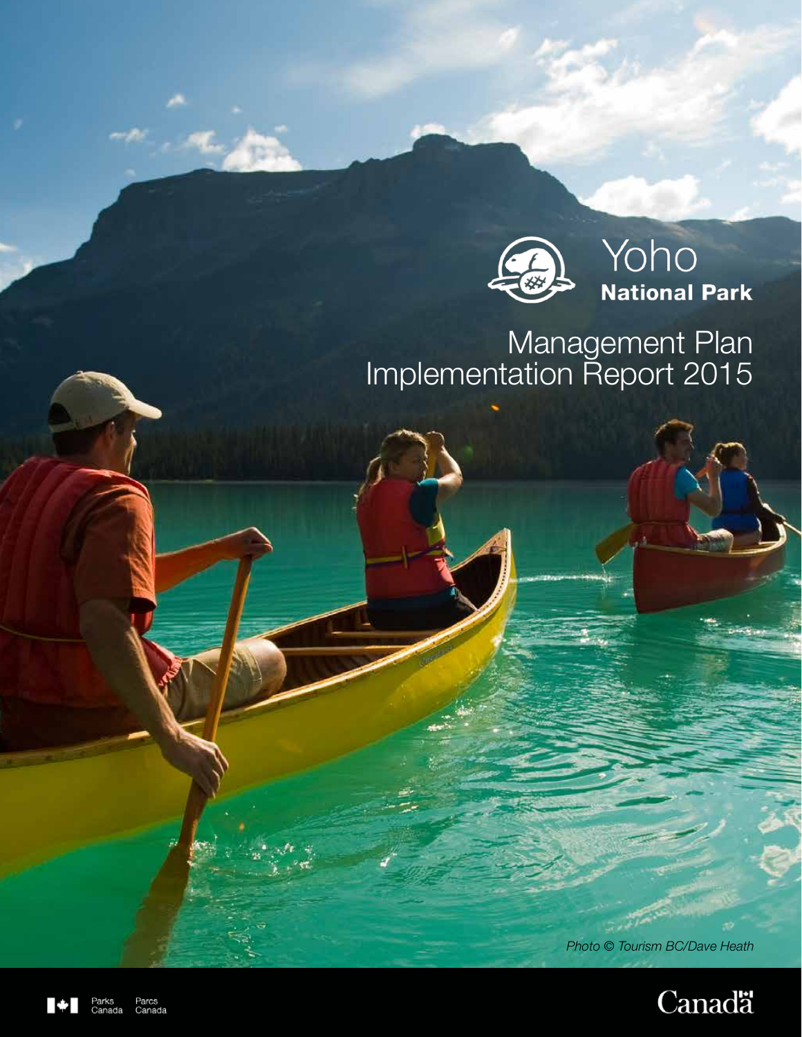# Yoho
## National Park

# Management Plan Implementation Report 2015

*Photo © Tourism BC/Dave Heath*

Parks Canada Parcs Canada

Canada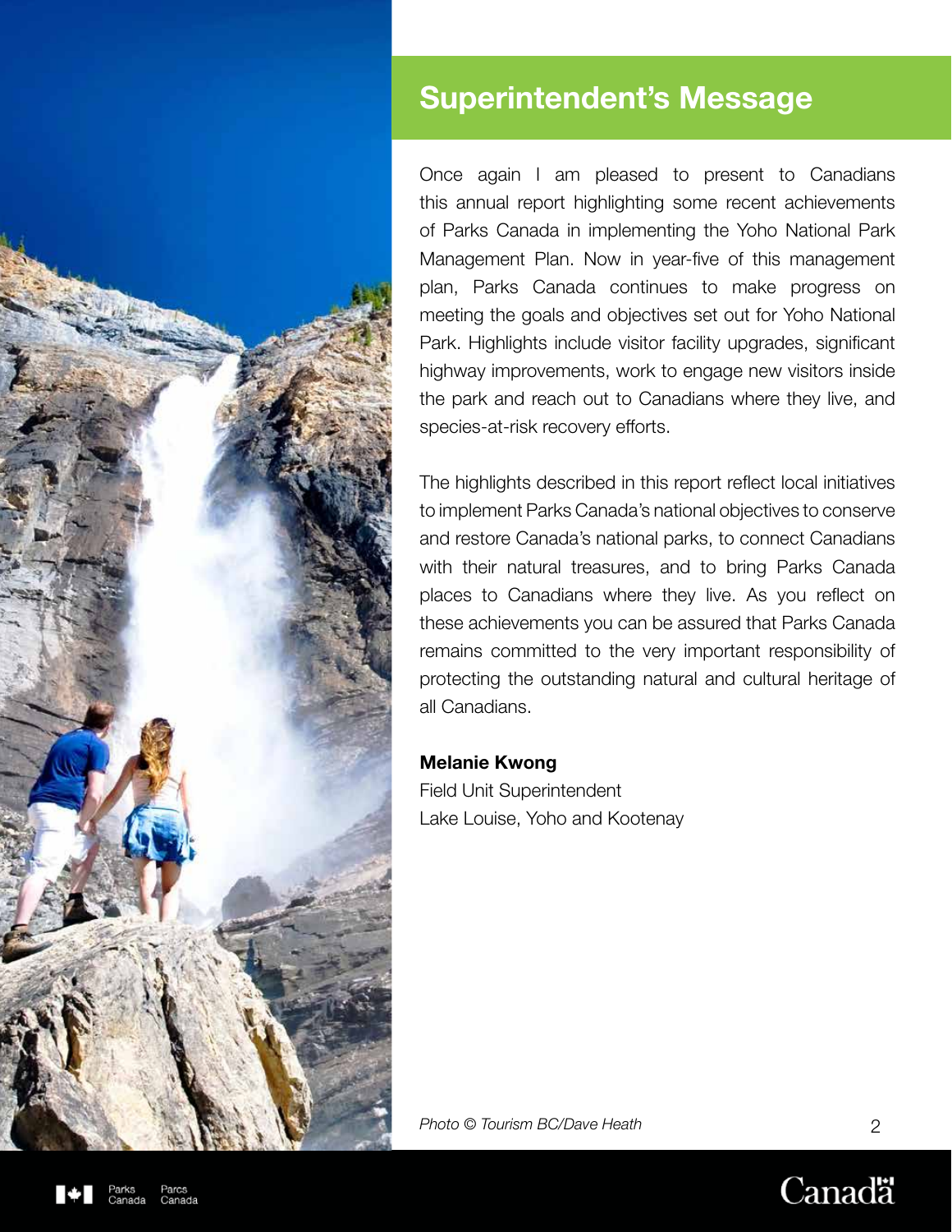## Superintendent's Message

Once again I am pleased to present to Canadians this annual report highlighting some recent achievements of Parks Canada in implementing the Yoho National Park Management Plan. Now in year-five of this management plan, Parks Canada continues to make progress on meeting the goals and objectives set out for Yoho National Park. Highlights include visitor facility upgrades, significant highway improvements, work to engage new visitors inside the park and reach out to Canadians where they live, and species-at-risk recovery efforts.

The highlights described in this report reflect local initiatives to implement Parks Canada's national objectives to conserve and restore Canada's national parks, to connect Canadians with their natural treasures, and to bring Parks Canada places to Canadians where they live. As you reflect on these achievements you can be assured that Parks Canada remains committed to the very important responsibility of protecting the outstanding natural and cultural heritage of all Canadians.

**Melanie Kwong**
Field Unit Superintendent
Lake Louise, Yoho and Kootenay

*Photo © Tourism BC/Dave Heath*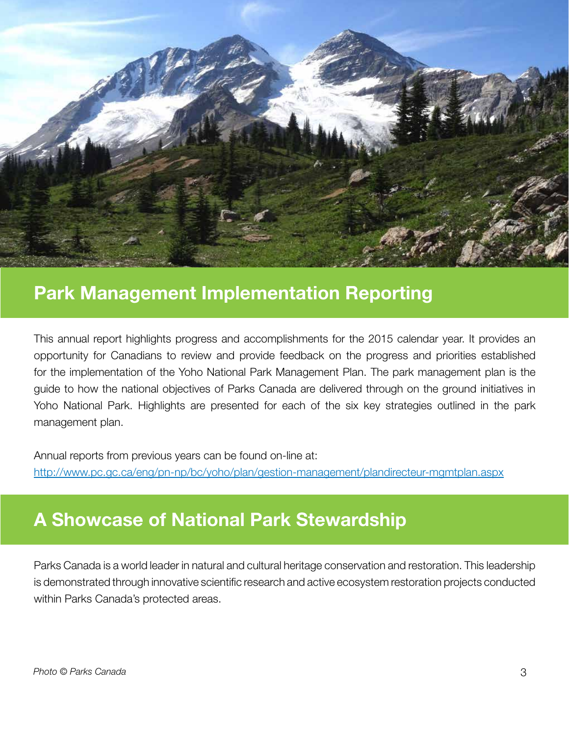## Park Management Implementation Reporting

This annual report highlights progress and accomplishments for the 2015 calendar year. It provides an opportunity for Canadians to review and provide feedback on the progress and priorities established for the implementation of the Yoho National Park Management Plan. The park management plan is the guide to how the national objectives of Parks Canada are delivered through on the ground initiatives in Yoho National Park. Highlights are presented for each of the six key strategies outlined in the park management plan.

Annual reports from previous years can be found on-line at:
http://www.pc.gc.ca/eng/pn-np/bc/yoho/plan/gestion-management/plandirecteur-mgmtplan.aspx

## A Showcase of National Park Stewardship

Parks Canada is a world leader in natural and cultural heritage conservation and restoration. This leadership is demonstrated through innovative scientific research and active ecosystem restoration projects conducted within Parks Canada's protected areas.

*Photo © Parks Canada*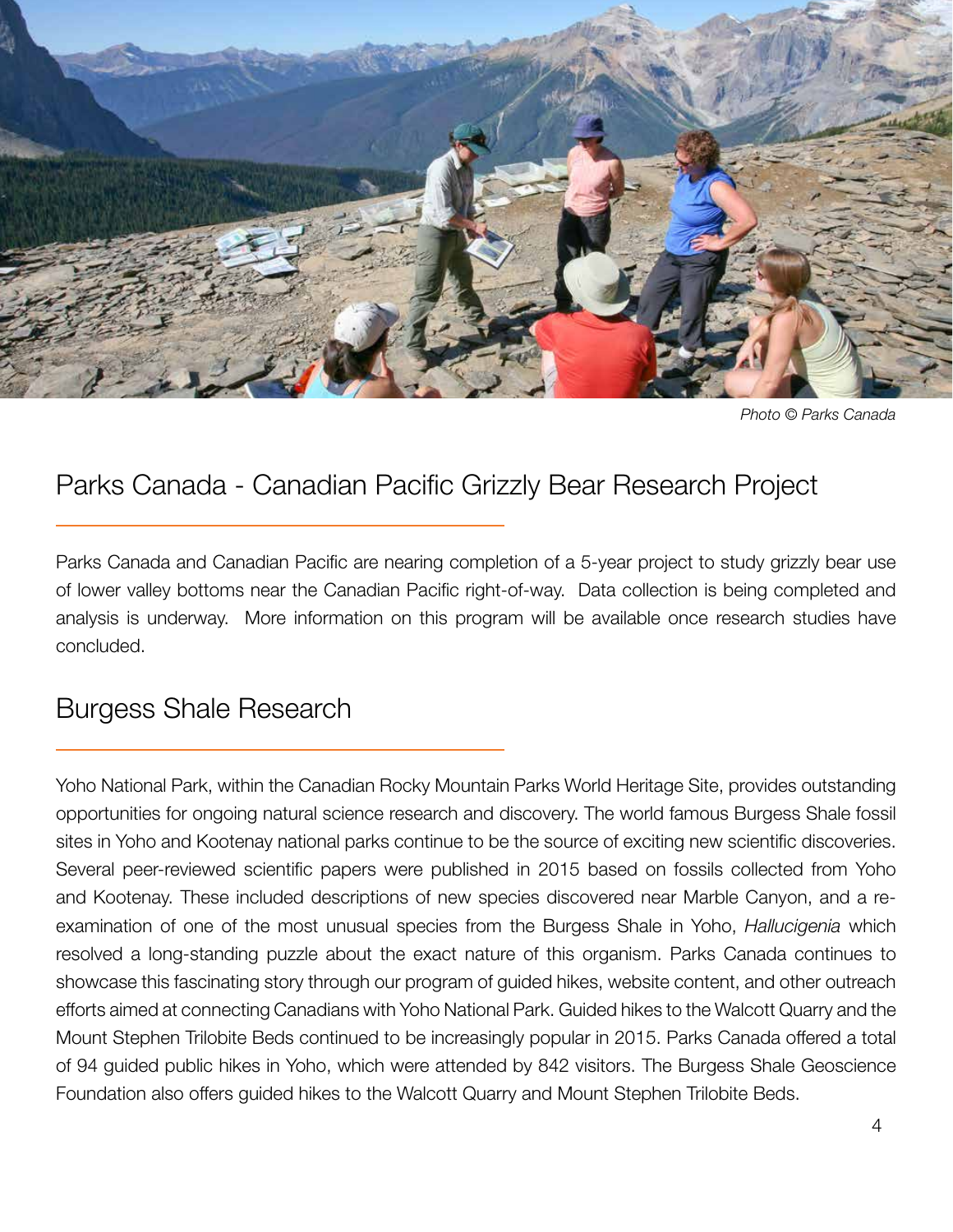Photo © Parks Canada

## Parks Canada - Canadian Pacific Grizzly Bear Research Project

Parks Canada and Canadian Pacific are nearing completion of a 5-year project to study grizzly bear use of lower valley bottoms near the Canadian Pacific right-of-way. Data collection is being completed and analysis is underway. More information on this program will be available once research studies have concluded.

## Burgess Shale Research

Yoho National Park, within the Canadian Rocky Mountain Parks World Heritage Site, provides outstanding opportunities for ongoing natural science research and discovery. The world famous Burgess Shale fossil sites in Yoho and Kootenay national parks continue to be the source of exciting new scientific discoveries. Several peer-reviewed scientific papers were published in 2015 based on fossils collected from Yoho and Kootenay. These included descriptions of new species discovered near Marble Canyon, and a re-examination of one of the most unusual species from the Burgess Shale in Yoho, *Hallucigenia* which resolved a long-standing puzzle about the exact nature of this organism. Parks Canada continues to showcase this fascinating story through our program of guided hikes, website content, and other outreach efforts aimed at connecting Canadians with Yoho National Park. Guided hikes to the Walcott Quarry and the Mount Stephen Trilobite Beds continued to be increasingly popular in 2015. Parks Canada offered a total of 94 guided public hikes in Yoho, which were attended by 842 visitors. The Burgess Shale Geoscience Foundation also offers guided hikes to the Walcott Quarry and Mount Stephen Trilobite Beds.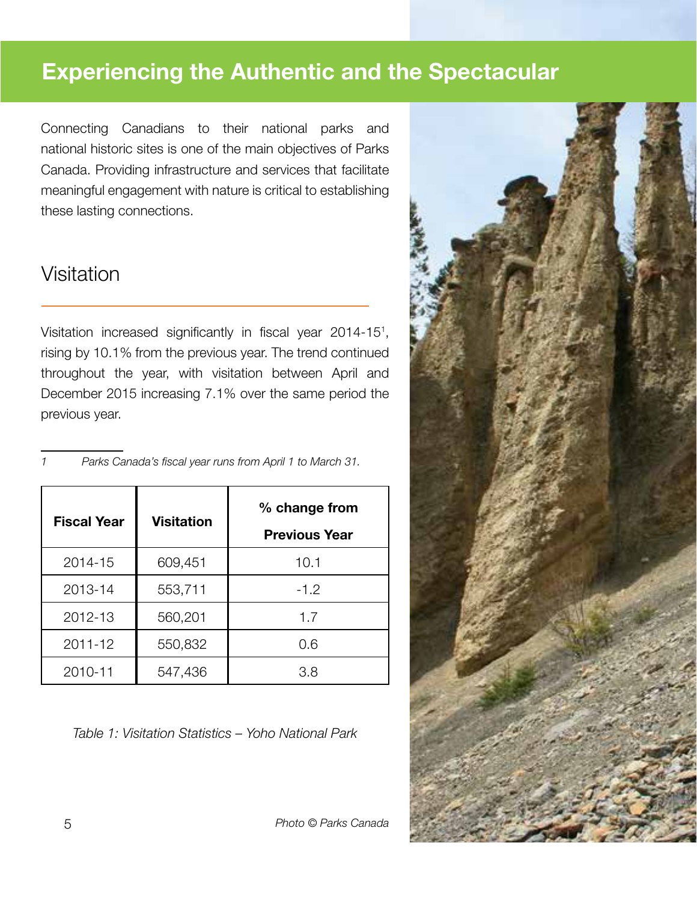# Experiencing the Authentic and the Spectacular

Connecting Canadians to their national parks and national historic sites is one of the main objectives of Parks Canada. Providing infrastructure and services that facilitate meaningful engagement with nature is critical to establishing these lasting connections.

## Visitation

Visitation increased significantly in fiscal year 2014-15[1], rising by 10.1% from the previous year. The trend continued throughout the year, with visitation between April and December 2015 increasing 7.1% over the same period the previous year.

*1 Parks Canada's fiscal year runs from April 1 to March 31.*

| Fiscal Year | Visitation | % change from Previous Year |
|---|---|---|
| 2014-15 | 609,451 | 10.1 |
| 2013-14 | 553,711 | -1.2 |
| 2012-13 | 560,201 | 1.7 |
| 2011-12 | 550,832 | 0.6 |
| 2010-11 | 547,436 | 3.8 |

*Table 1: Visitation Statistics – Yoho National Park*

*Photo © Parks Canada*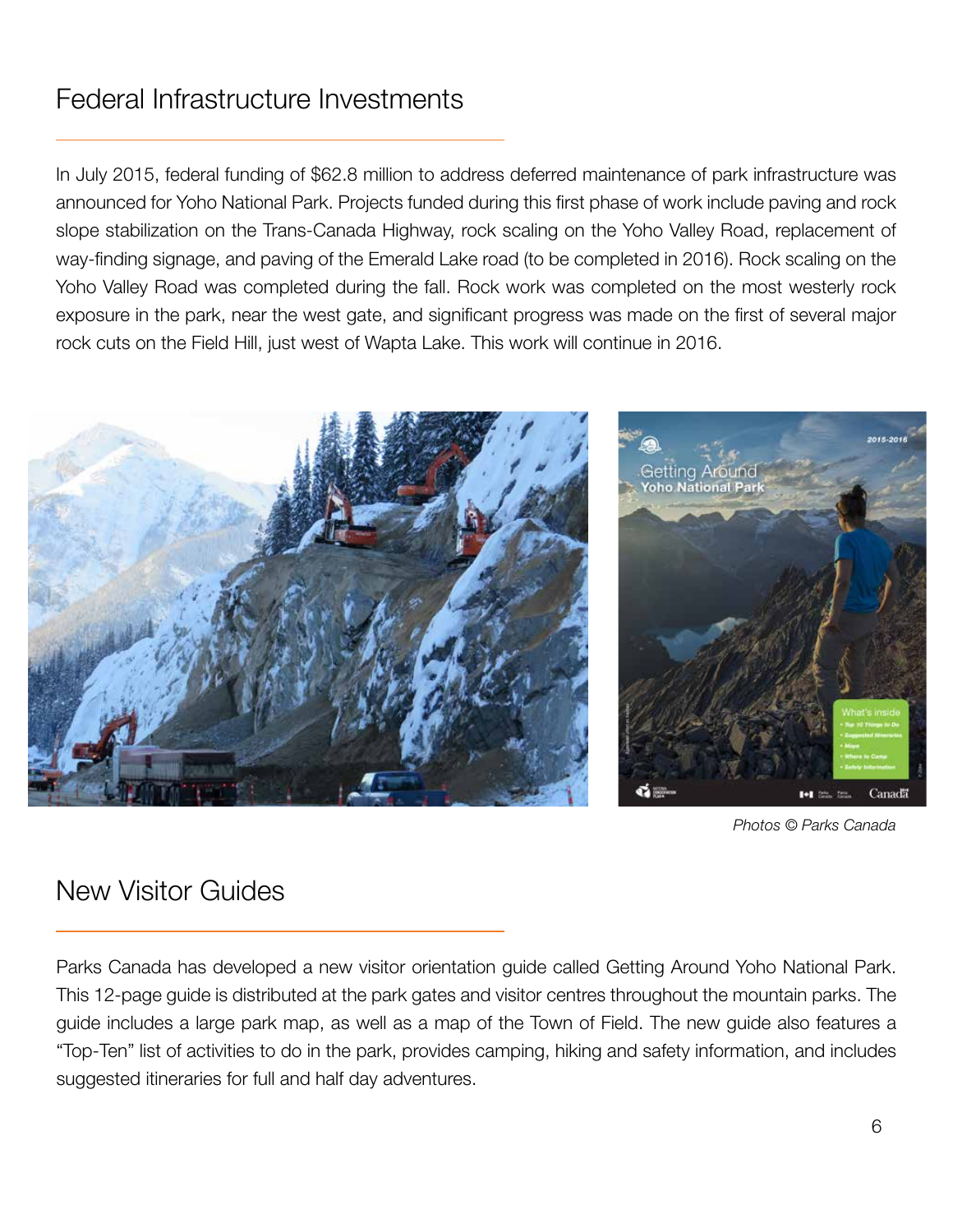## Federal Infrastructure Investments

In July 2015, federal funding of $62.8 million to address deferred maintenance of park infrastructure was announced for Yoho National Park. Projects funded during this first phase of work include paving and rock slope stabilization on the Trans-Canada Highway, rock scaling on the Yoho Valley Road, replacement of way-finding signage, and paving of the Emerald Lake road (to be completed in 2016). Rock scaling on the Yoho Valley Road was completed during the fall. Rock work was completed on the most westerly rock exposure in the park, near the west gate, and significant progress was made on the first of several major rock cuts on the Field Hill, just west of Wapta Lake. This work will continue in 2016.

*Photos © Parks Canada*

## New Visitor Guides

Parks Canada has developed a new visitor orientation guide called Getting Around Yoho National Park. This 12-page guide is distributed at the park gates and visitor centres throughout the mountain parks. The guide includes a large park map, as well as a map of the Town of Field. The new guide also features a "Top-Ten" list of activities to do in the park, provides camping, hiking and safety information, and includes suggested itineraries for full and half day adventures.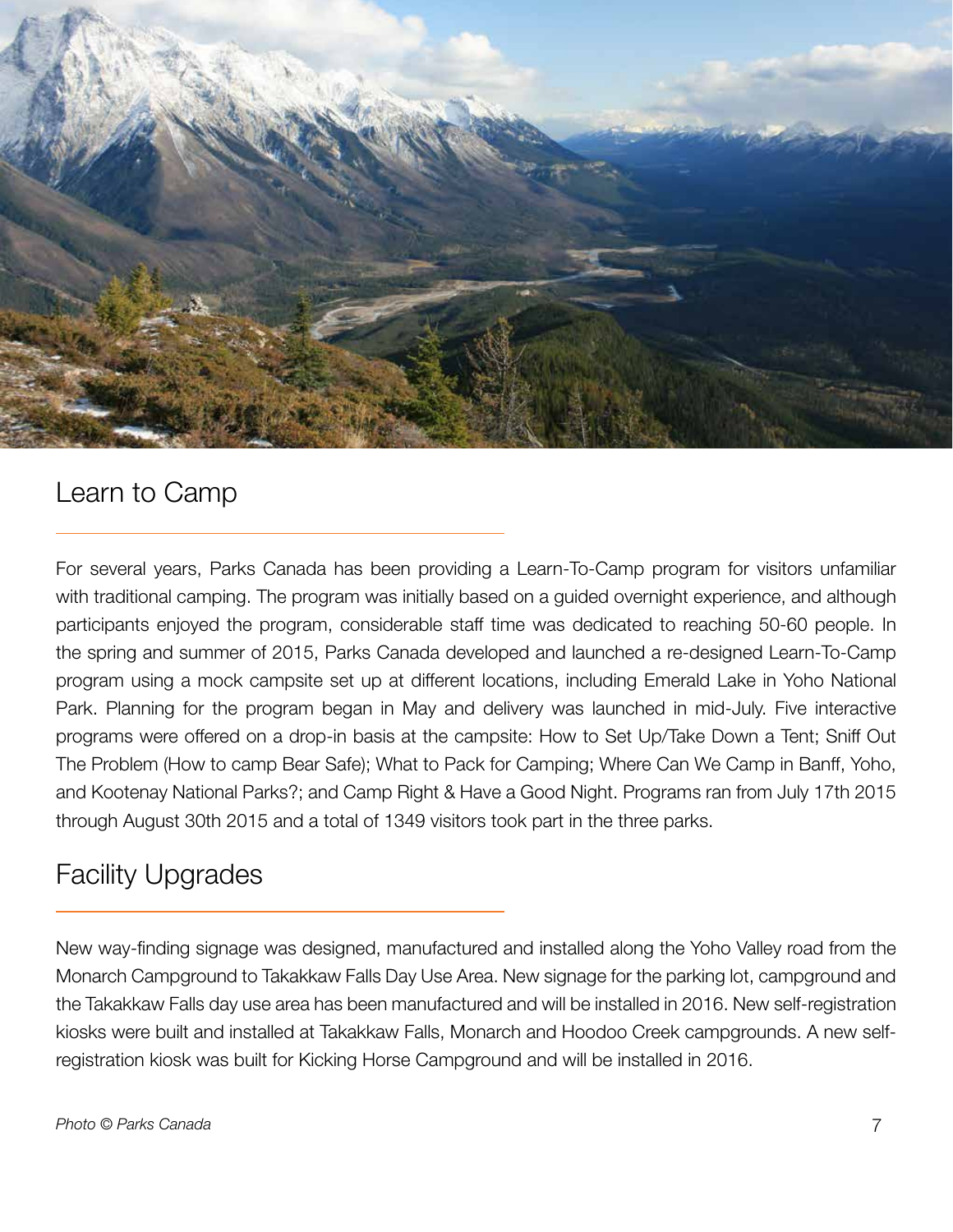## Learn to Camp

For several years, Parks Canada has been providing a Learn-To-Camp program for visitors unfamiliar with traditional camping. The program was initially based on a guided overnight experience, and although participants enjoyed the program, considerable staff time was dedicated to reaching 50-60 people. In the spring and summer of 2015, Parks Canada developed and launched a re-designed Learn-To-Camp program using a mock campsite set up at different locations, including Emerald Lake in Yoho National Park. Planning for the program began in May and delivery was launched in mid-July. Five interactive programs were offered on a drop-in basis at the campsite: How to Set Up/Take Down a Tent; Sniff Out The Problem (How to camp Bear Safe); What to Pack for Camping; Where Can We Camp in Banff, Yoho, and Kootenay National Parks?; and Camp Right & Have a Good Night. Programs ran from July 17th 2015 through August 30th 2015 and a total of 1349 visitors took part in the three parks.

## Facility Upgrades

New way-finding signage was designed, manufactured and installed along the Yoho Valley road from the Monarch Campground to Takakkaw Falls Day Use Area. New signage for the parking lot, campground and the Takakkaw Falls day use area has been manufactured and will be installed in 2016. New self-registration kiosks were built and installed at Takakkaw Falls, Monarch and Hoodoo Creek campgrounds. A new self-registration kiosk was built for Kicking Horse Campground and will be installed in 2016.

*Photo © Parks Canada*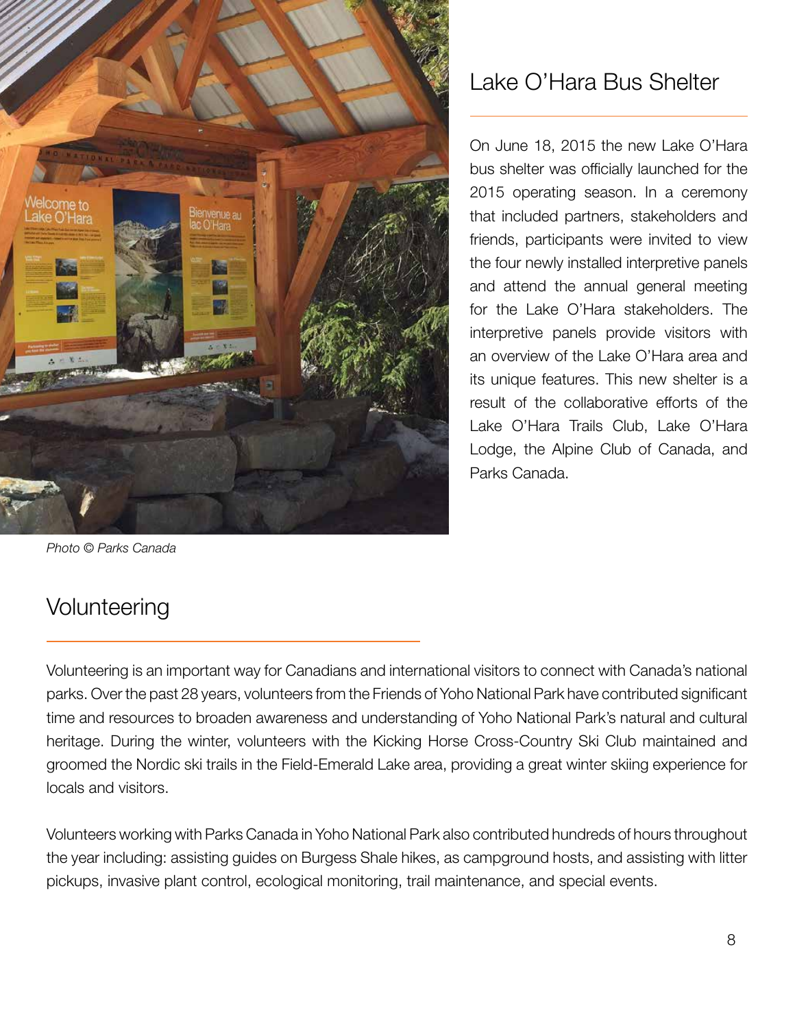## Lake O'Hara Bus Shelter

On June 18, 2015 the new Lake O'Hara bus shelter was officially launched for the 2015 operating season. In a ceremony that included partners, stakeholders and friends, participants were invited to view the four newly installed interpretive panels and attend the annual general meeting for the Lake O'Hara stakeholders. The interpretive panels provide visitors with an overview of the Lake O'Hara area and its unique features. This new shelter is a result of the collaborative efforts of the Lake O'Hara Trails Club, Lake O'Hara Lodge, the Alpine Club of Canada, and Parks Canada.

*Photo © Parks Canada*

## Volunteering

Volunteering is an important way for Canadians and international visitors to connect with Canada's national parks. Over the past 28 years, volunteers from the Friends of Yoho National Park have contributed significant time and resources to broaden awareness and understanding of Yoho National Park's natural and cultural heritage. During the winter, volunteers with the Kicking Horse Cross-Country Ski Club maintained and groomed the Nordic ski trails in the Field-Emerald Lake area, providing a great winter skiing experience for locals and visitors.

Volunteers working with Parks Canada in Yoho National Park also contributed hundreds of hours throughout the year including: assisting guides on Burgess Shale hikes, as campground hosts, and assisting with litter pickups, invasive plant control, ecological monitoring, trail maintenance, and special events.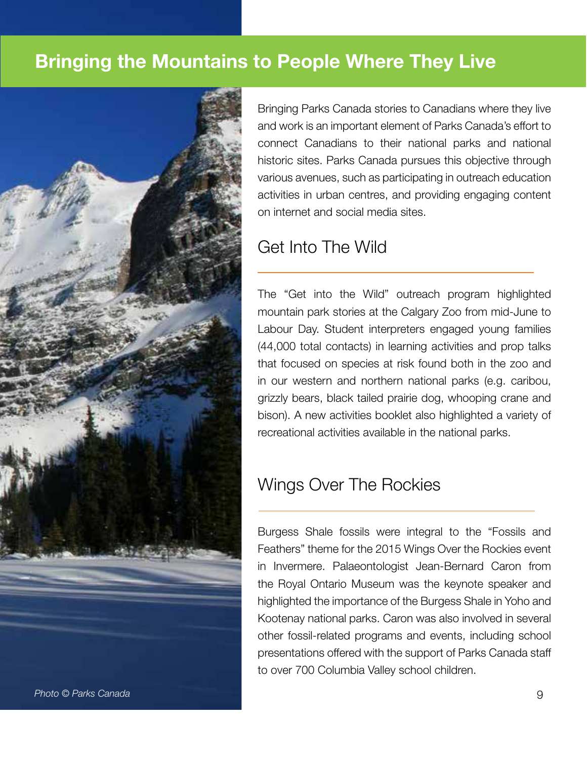# Bringing the Mountains to People Where They Live

Bringing Parks Canada stories to Canadians where they live and work is an important element of Parks Canada's effort to connect Canadians to their national parks and national historic sites. Parks Canada pursues this objective through various avenues, such as participating in outreach education activities in urban centres, and providing engaging content on internet and social media sites.

## Get Into The Wild

The "Get into the Wild" outreach program highlighted mountain park stories at the Calgary Zoo from mid-June to Labour Day. Student interpreters engaged young families (44,000 total contacts) in learning activities and prop talks that focused on species at risk found both in the zoo and in our western and northern national parks (e.g. caribou, grizzly bears, black tailed prairie dog, whooping crane and bison). A new activities booklet also highlighted a variety of recreational activities available in the national parks.

## Wings Over The Rockies

Burgess Shale fossils were integral to the "Fossils and Feathers" theme for the 2015 Wings Over the Rockies event in Invermere. Palaeontologist Jean-Bernard Caron from the Royal Ontario Museum was the keynote speaker and highlighted the importance of the Burgess Shale in Yoho and Kootenay national parks. Caron was also involved in several other fossil-related programs and events, including school presentations offered with the support of Parks Canada staff to over 700 Columbia Valley school children.

*Photo © Parks Canada*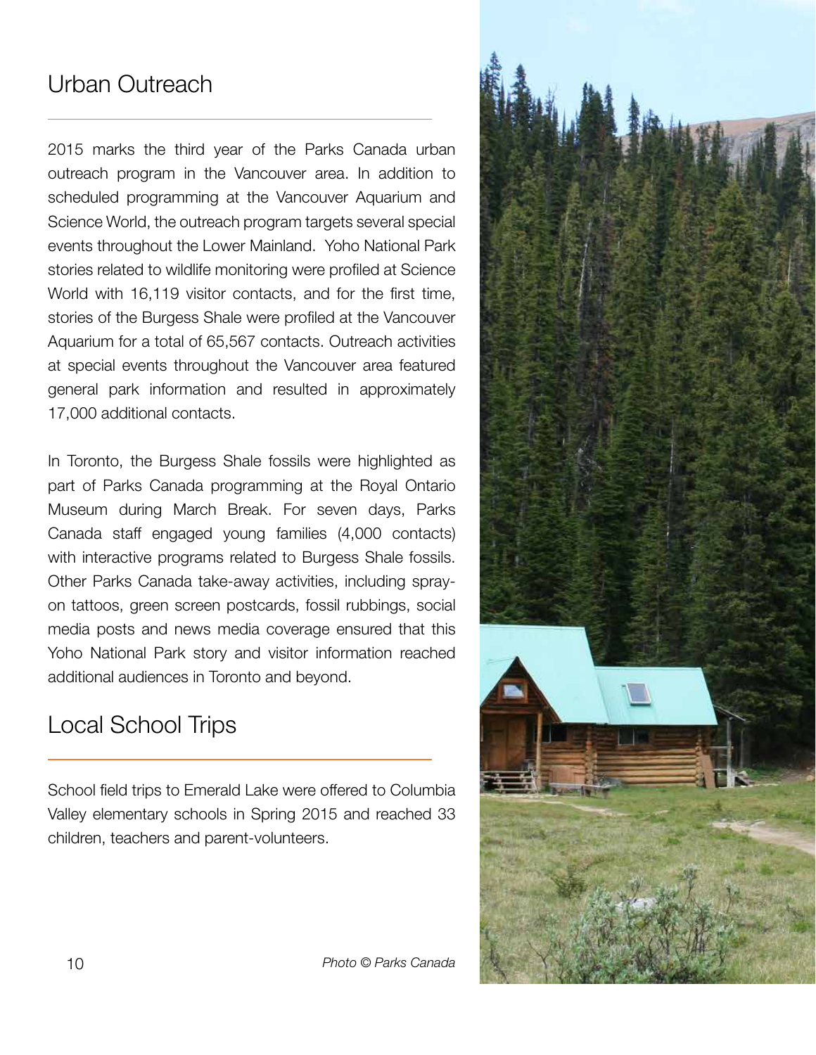## Urban Outreach

2015 marks the third year of the Parks Canada urban outreach program in the Vancouver area. In addition to scheduled programming at the Vancouver Aquarium and Science World, the outreach program targets several special events throughout the Lower Mainland. Yoho National Park stories related to wildlife monitoring were profiled at Science World with 16,119 visitor contacts, and for the first time, stories of the Burgess Shale were profiled at the Vancouver Aquarium for a total of 65,567 contacts. Outreach activities at special events throughout the Vancouver area featured general park information and resulted in approximately 17,000 additional contacts.

In Toronto, the Burgess Shale fossils were highlighted as part of Parks Canada programming at the Royal Ontario Museum during March Break. For seven days, Parks Canada staff engaged young families (4,000 contacts) with interactive programs related to Burgess Shale fossils. Other Parks Canada take-away activities, including spray-on tattoos, green screen postcards, fossil rubbings, social media posts and news media coverage ensured that this Yoho National Park story and visitor information reached additional audiences in Toronto and beyond.

## Local School Trips

School field trips to Emerald Lake were offered to Columbia Valley elementary schools in Spring 2015 and reached 33 children, teachers and parent-volunteers.

*Photo © Parks Canada*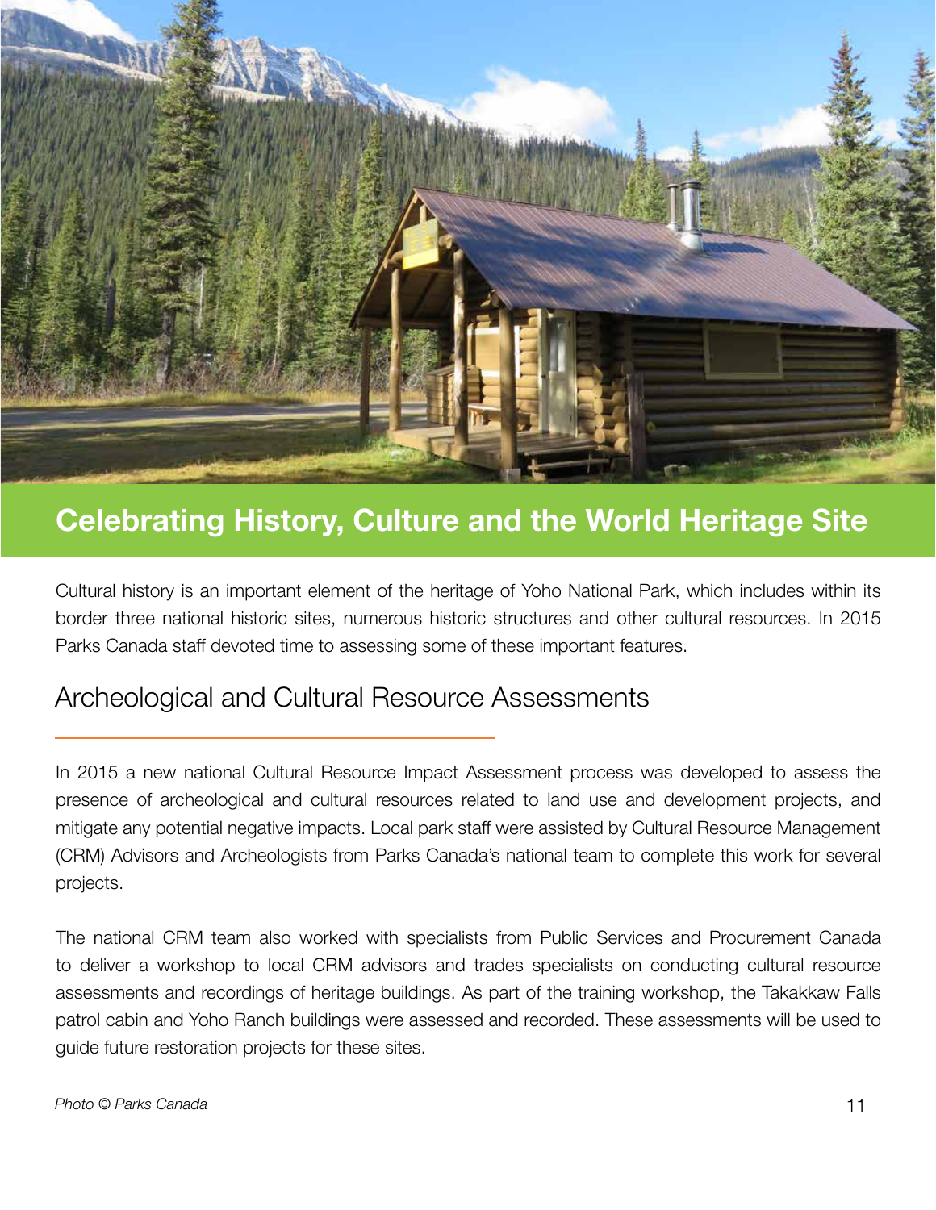# Celebrating History, Culture and the World Heritage Site

Cultural history is an important element of the heritage of Yoho National Park, which includes within its border three national historic sites, numerous historic structures and other cultural resources. In 2015 Parks Canada staff devoted time to assessing some of these important features.

## Archeological and Cultural Resource Assessments

In 2015 a new national Cultural Resource Impact Assessment process was developed to assess the presence of archeological and cultural resources related to land use and development projects, and mitigate any potential negative impacts. Local park staff were assisted by Cultural Resource Management (CRM) Advisors and Archeologists from Parks Canada's national team to complete this work for several projects.

The national CRM team also worked with specialists from Public Services and Procurement Canada to deliver a workshop to local CRM advisors and trades specialists on conducting cultural resource assessments and recordings of heritage buildings. As part of the training workshop, the Takakkaw Falls patrol cabin and Yoho Ranch buildings were assessed and recorded. These assessments will be used to guide future restoration projects for these sites.

*Photo © Parks Canada*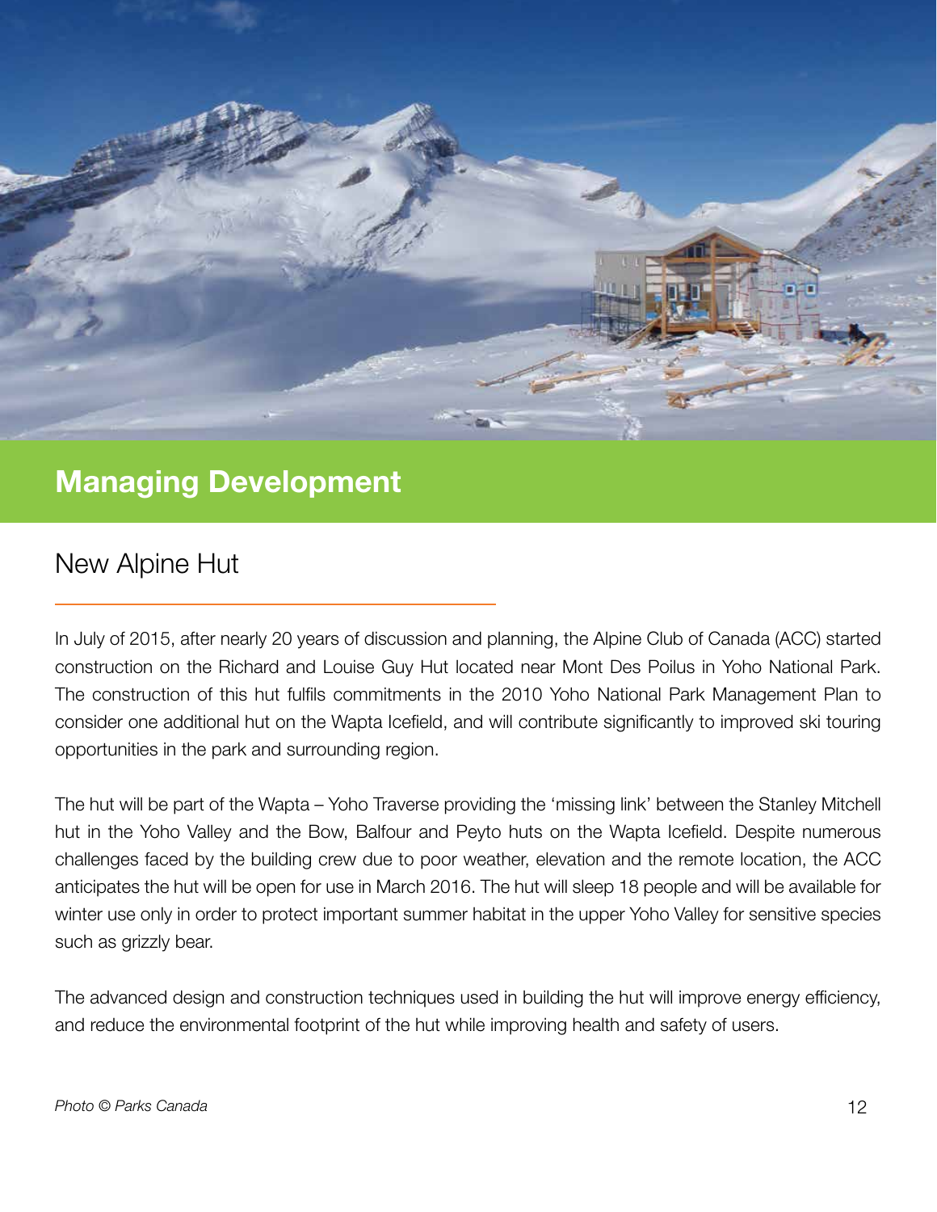# Managing Development

## New Alpine Hut

In July of 2015, after nearly 20 years of discussion and planning, the Alpine Club of Canada (ACC) started construction on the Richard and Louise Guy Hut located near Mont Des Poilus in Yoho National Park. The construction of this hut fulfils commitments in the 2010 Yoho National Park Management Plan to consider one additional hut on the Wapta Icefield, and will contribute significantly to improved ski touring opportunities in the park and surrounding region.

The hut will be part of the Wapta – Yoho Traverse providing the 'missing link' between the Stanley Mitchell hut in the Yoho Valley and the Bow, Balfour and Peyto huts on the Wapta Icefield. Despite numerous challenges faced by the building crew due to poor weather, elevation and the remote location, the ACC anticipates the hut will be open for use in March 2016. The hut will sleep 18 people and will be available for winter use only in order to protect important summer habitat in the upper Yoho Valley for sensitive species such as grizzly bear.

The advanced design and construction techniques used in building the hut will improve energy efficiency, and reduce the environmental footprint of the hut while improving health and safety of users.

*Photo © Parks Canada*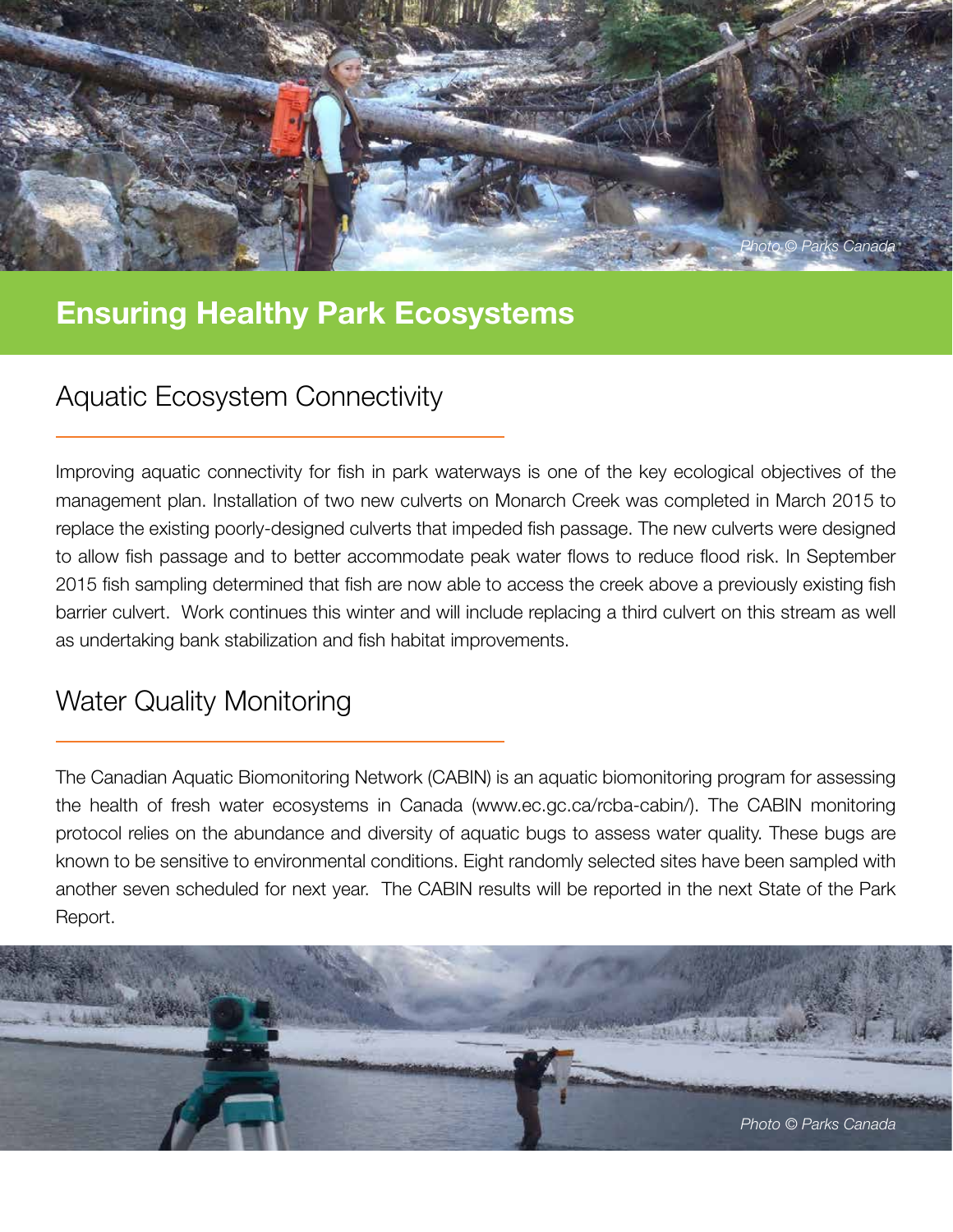# Ensuring Healthy Park Ecosystems

## Aquatic Ecosystem Connectivity

Improving aquatic connectivity for fish in park waterways is one of the key ecological objectives of the management plan. Installation of two new culverts on Monarch Creek was completed in March 2015 to replace the existing poorly-designed culverts that impeded fish passage. The new culverts were designed to allow fish passage and to better accommodate peak water flows to reduce flood risk. In September 2015 fish sampling determined that fish are now able to access the creek above a previously existing fish barrier culvert. Work continues this winter and will include replacing a third culvert on this stream as well as undertaking bank stabilization and fish habitat improvements.

## Water Quality Monitoring

The Canadian Aquatic Biomonitoring Network (CABIN) is an aquatic biomonitoring program for assessing the health of fresh water ecosystems in Canada (www.ec.gc.ca/rcba-cabin/). The CABIN monitoring protocol relies on the abundance and diversity of aquatic bugs to assess water quality. These bugs are known to be sensitive to environmental conditions. Eight randomly selected sites have been sampled with another seven scheduled for next year. The CABIN results will be reported in the next State of the Park Report.

*Photo © Parks Canada*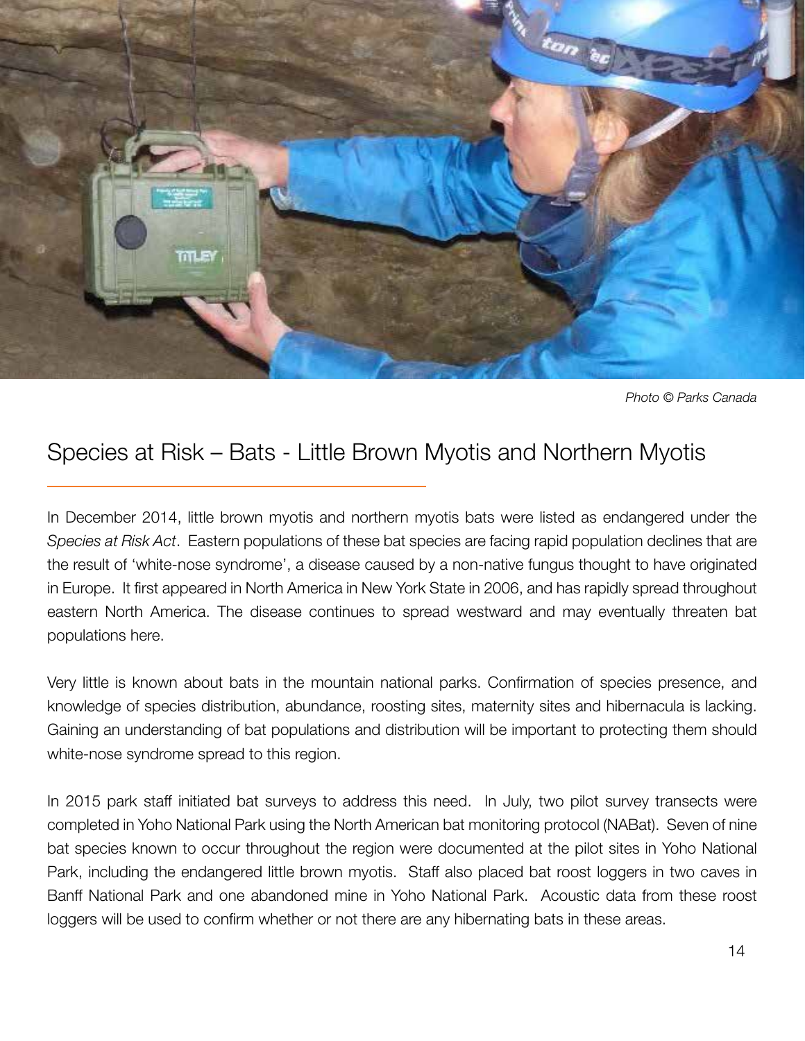Photo © Parks Canada

## Species at Risk – Bats - Little Brown Myotis and Northern Myotis

In December 2014, little brown myotis and northern myotis bats were listed as endangered under the *Species at Risk Act*. Eastern populations of these bat species are facing rapid population declines that are the result of 'white-nose syndrome', a disease caused by a non-native fungus thought to have originated in Europe. It first appeared in North America in New York State in 2006, and has rapidly spread throughout eastern North America. The disease continues to spread westward and may eventually threaten bat populations here.

Very little is known about bats in the mountain national parks. Confirmation of species presence, and knowledge of species distribution, abundance, roosting sites, maternity sites and hibernacula is lacking. Gaining an understanding of bat populations and distribution will be important to protecting them should white-nose syndrome spread to this region.

In 2015 park staff initiated bat surveys to address this need. In July, two pilot survey transects were completed in Yoho National Park using the North American bat monitoring protocol (NABat). Seven of nine bat species known to occur throughout the region were documented at the pilot sites in Yoho National Park, including the endangered little brown myotis. Staff also placed bat roost loggers in two caves in Banff National Park and one abandoned mine in Yoho National Park. Acoustic data from these roost loggers will be used to confirm whether or not there are any hibernating bats in these areas.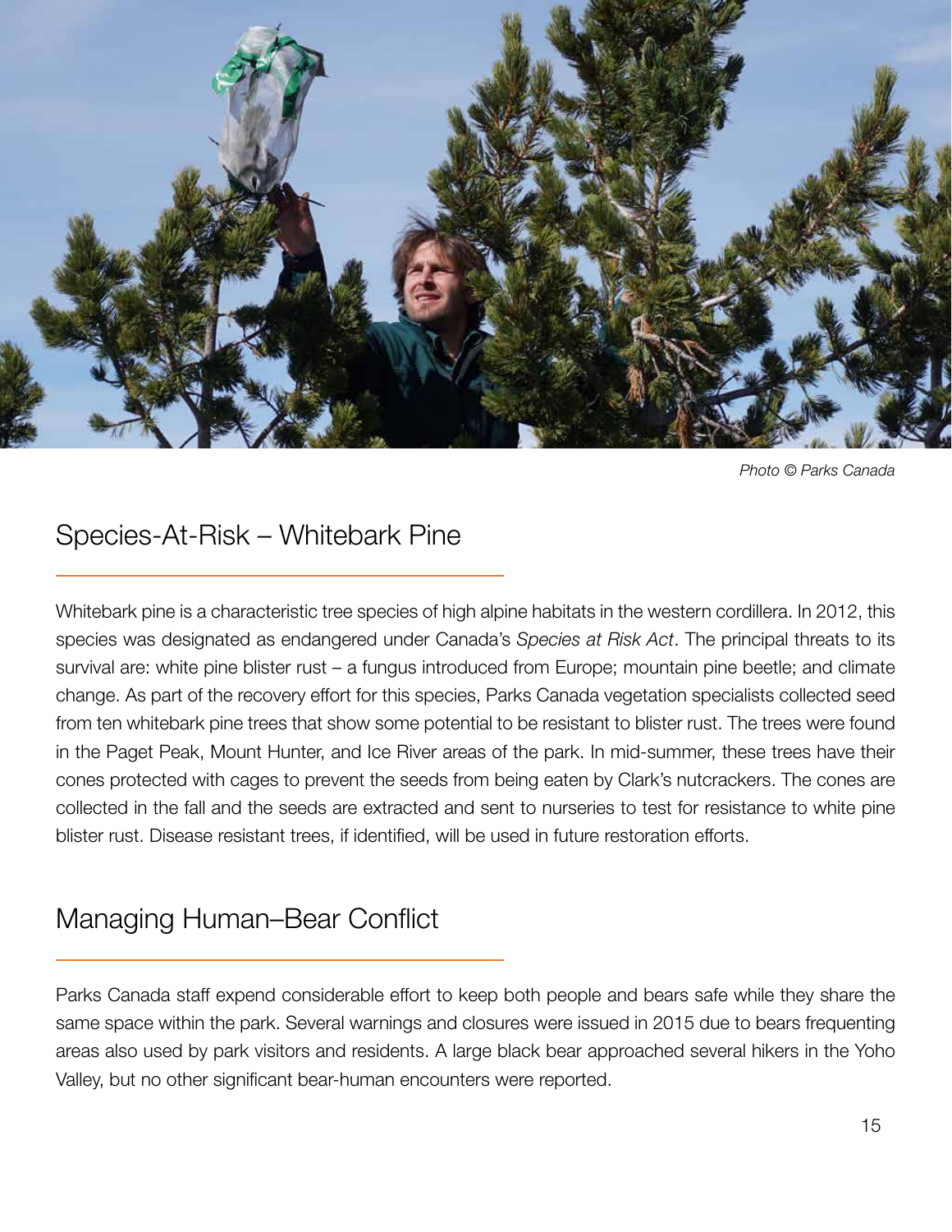Photo © Parks Canada

## Species-At-Risk – Whitebark Pine

Whitebark pine is a characteristic tree species of high alpine habitats in the western cordillera. In 2012, this species was designated as endangered under Canada's *Species at Risk Act*. The principal threats to its survival are: white pine blister rust – a fungus introduced from Europe; mountain pine beetle; and climate change. As part of the recovery effort for this species, Parks Canada vegetation specialists collected seed from ten whitebark pine trees that show some potential to be resistant to blister rust. The trees were found in the Paget Peak, Mount Hunter, and Ice River areas of the park. In mid-summer, these trees have their cones protected with cages to prevent the seeds from being eaten by Clark's nutcrackers. The cones are collected in the fall and the seeds are extracted and sent to nurseries to test for resistance to white pine blister rust. Disease resistant trees, if identified, will be used in future restoration efforts.

## Managing Human–Bear Conflict

Parks Canada staff expend considerable effort to keep both people and bears safe while they share the same space within the park. Several warnings and closures were issued in 2015 due to bears frequenting areas also used by park visitors and residents. A large black bear approached several hikers in the Yoho Valley, but no other significant bear-human encounters were reported.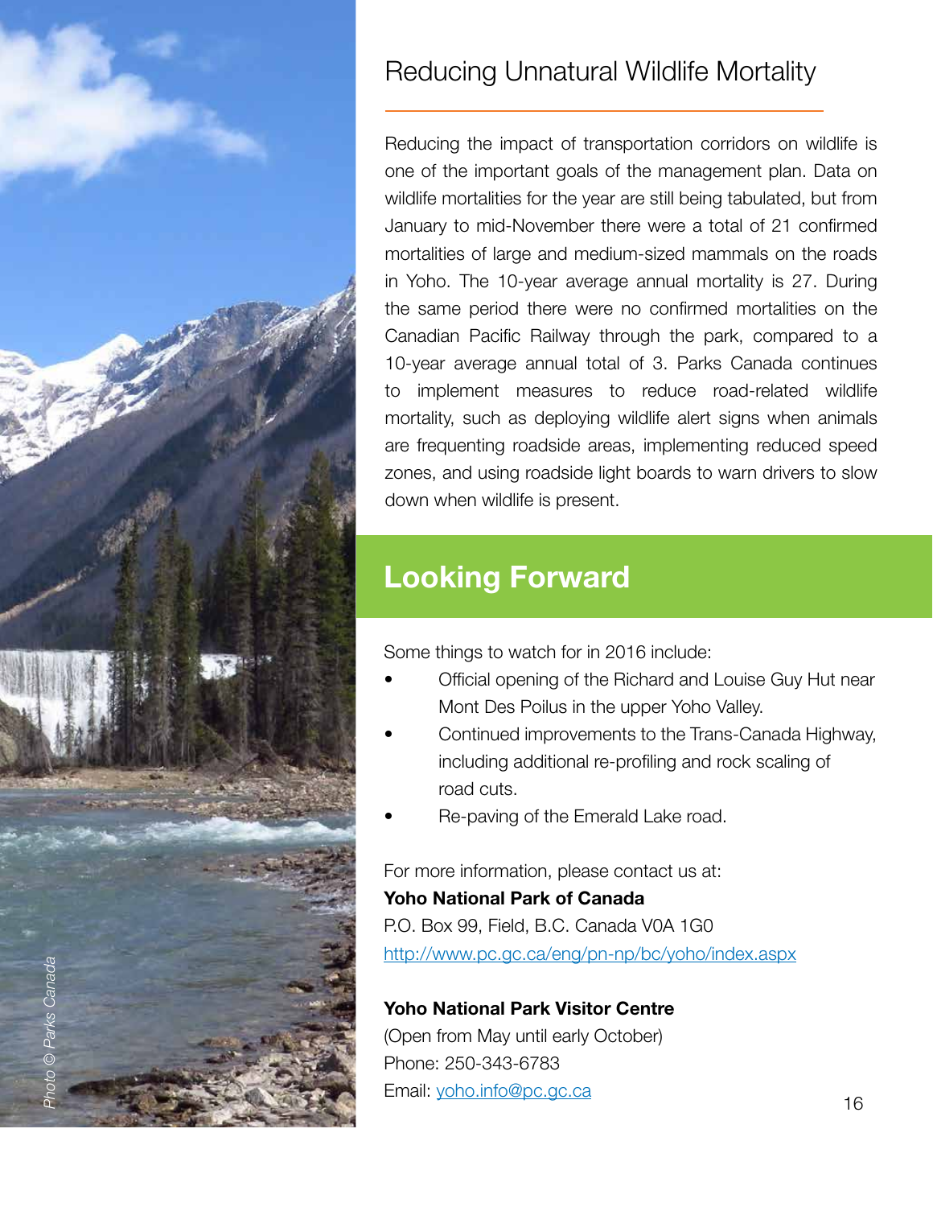## Reducing Unnatural Wildlife Mortality

Reducing the impact of transportation corridors on wildlife is one of the important goals of the management plan. Data on wildlife mortalities for the year are still being tabulated, but from January to mid-November there were a total of 21 confirmed mortalities of large and medium-sized mammals on the roads in Yoho. The 10-year average annual mortality is 27. During the same period there were no confirmed mortalities on the Canadian Pacific Railway through the park, compared to a 10-year average annual total of 3. Parks Canada continues to implement measures to reduce road-related wildlife mortality, such as deploying wildlife alert signs when animals are frequenting roadside areas, implementing reduced speed zones, and using roadside light boards to warn drivers to slow down when wildlife is present.

# Looking Forward

Some things to watch for in 2016 include:

- Official opening of the Richard and Louise Guy Hut near Mont Des Poilus in the upper Yoho Valley.
- Continued improvements to the Trans-Canada Highway, including additional re-profiling and rock scaling of road cuts.
- Re-paving of the Emerald Lake road.

For more information, please contact us at:
**Yoho National Park of Canada**
P.O. Box 99, Field, B.C. Canada V0A 1G0
http://www.pc.gc.ca/eng/pn-np/bc/yoho/index.aspx

**Yoho National Park Visitor Centre**
(Open from May until early October)
Phone: 250-343-6783
Email: yoho.info@pc.gc.ca

*Photo © Parks Canada*